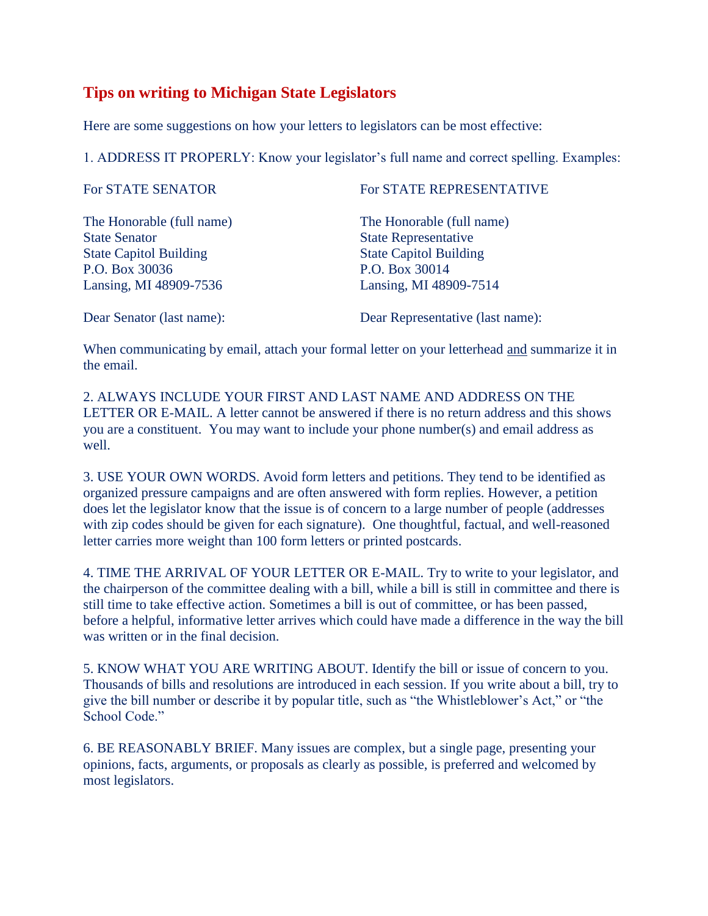# Tips on writing to Michigan State Legislators

Here are some suggestions on how your letters to legislators can be most effective:

1. ADDRESS IT PROPERLY: Know your legislator's full name and correct spelling. Examples:

For STATE SENATOR

The Honorable (full name)
State Senator
State Capitol Building
P.O. Box 30036
Lansing, MI 48909-7536

Dear Senator (last name):

For STATE REPRESENTATIVE

The Honorable (full name)
State Representative
State Capitol Building
P.O. Box 30014
Lansing, MI 48909-7514

Dear Representative (last name):

When communicating by email, attach your formal letter on your letterhead <u>and</u> summarize it in the email.

2. ALWAYS INCLUDE YOUR FIRST AND LAST NAME AND ADDRESS ON THE LETTER OR E-MAIL. A letter cannot be answered if there is no return address and this shows you are a constituent. You may want to include your phone number(s) and email address as well.

3. USE YOUR OWN WORDS. Avoid form letters and petitions. They tend to be identified as organized pressure campaigns and are often answered with form replies. However, a petition does let the legislator know that the issue is of concern to a large number of people (addresses with zip codes should be given for each signature). One thoughtful, factual, and well-reasoned letter carries more weight than 100 form letters or printed postcards.

4. TIME THE ARRIVAL OF YOUR LETTER OR E-MAIL. Try to write to your legislator, and the chairperson of the committee dealing with a bill, while a bill is still in committee and there is still time to take effective action. Sometimes a bill is out of committee, or has been passed, before a helpful, informative letter arrives which could have made a difference in the way the bill was written or in the final decision.

5. KNOW WHAT YOU ARE WRITING ABOUT. Identify the bill or issue of concern to you. Thousands of bills and resolutions are introduced in each session. If you write about a bill, try to give the bill number or describe it by popular title, such as "the Whistleblower's Act," or "the School Code."

6. BE REASONABLY BRIEF. Many issues are complex, but a single page, presenting your opinions, facts, arguments, or proposals as clearly as possible, is preferred and welcomed by most legislators.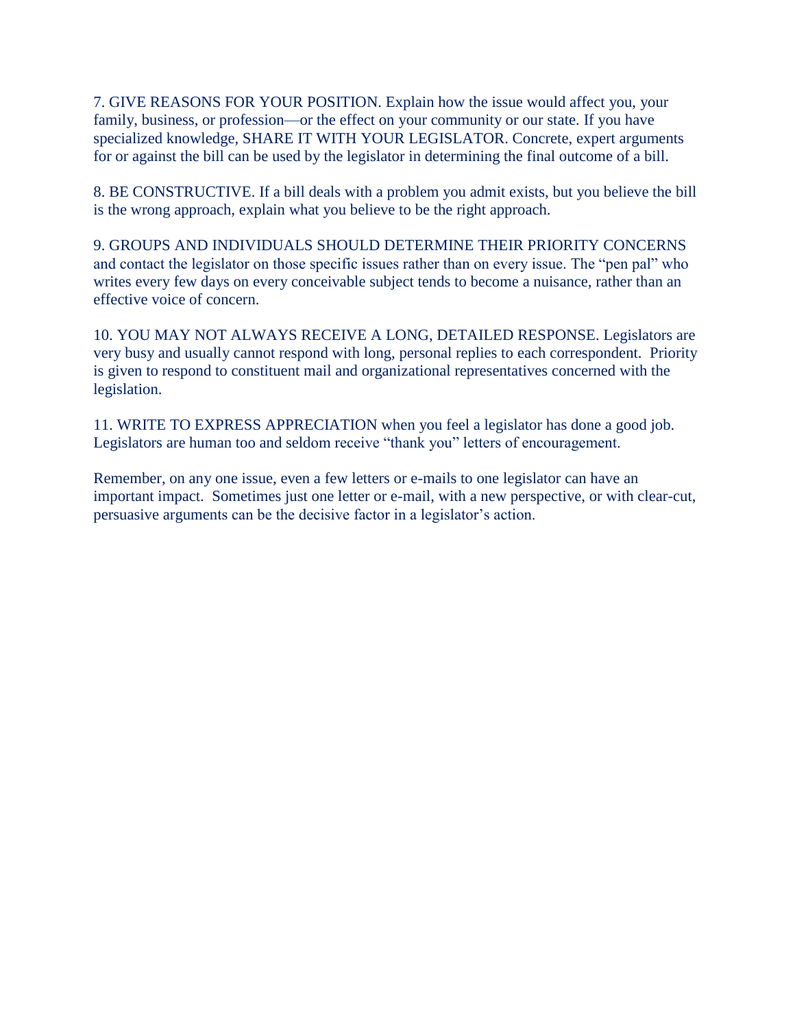7. GIVE REASONS FOR YOUR POSITION. Explain how the issue would affect you, your family, business, or profession—or the effect on your community or our state. If you have specialized knowledge, SHARE IT WITH YOUR LEGISLATOR. Concrete, expert arguments for or against the bill can be used by the legislator in determining the final outcome of a bill.

8. BE CONSTRUCTIVE. If a bill deals with a problem you admit exists, but you believe the bill is the wrong approach, explain what you believe to be the right approach.

9. GROUPS AND INDIVIDUALS SHOULD DETERMINE THEIR PRIORITY CONCERNS and contact the legislator on those specific issues rather than on every issue. The "pen pal" who writes every few days on every conceivable subject tends to become a nuisance, rather than an effective voice of concern.

10. YOU MAY NOT ALWAYS RECEIVE A LONG, DETAILED RESPONSE. Legislators are very busy and usually cannot respond with long, personal replies to each correspondent. Priority is given to respond to constituent mail and organizational representatives concerned with the legislation.

11. WRITE TO EXPRESS APPRECIATION when you feel a legislator has done a good job. Legislators are human too and seldom receive "thank you" letters of encouragement.

Remember, on any one issue, even a few letters or e-mails to one legislator can have an important impact. Sometimes just one letter or e-mail, with a new perspective, or with clear-cut, persuasive arguments can be the decisive factor in a legislator's action.